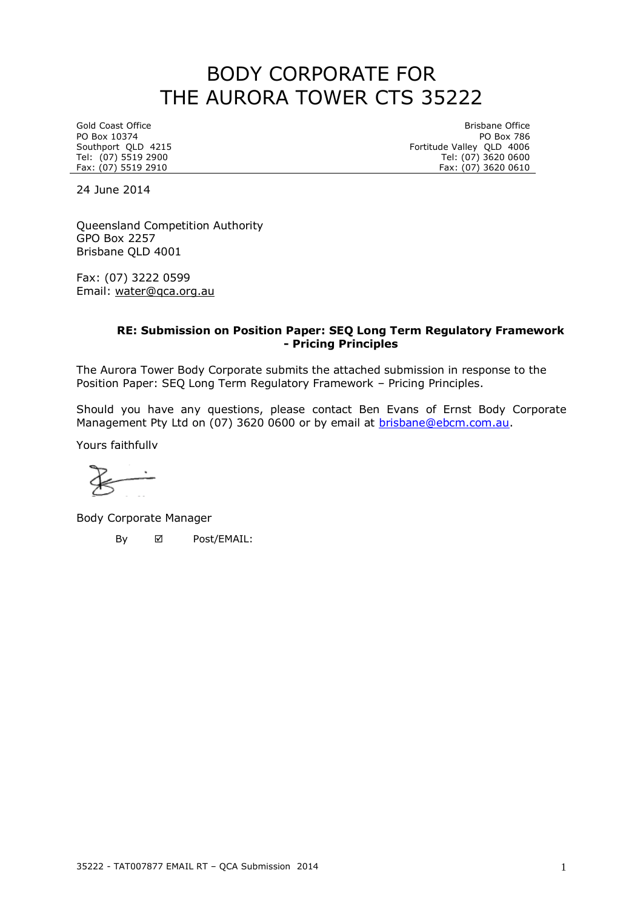# BODY CORPORATE FOR THE AURORA TOWER CTS 35222

Gold Coast Office
PO Box 10374
Southport QLD 4215
Tel: (07) 5519 2900
Fax: (07) 5519 2910

Brisbane Office
PO Box 786
Fortitude Valley QLD 4006
Tel: (07) 3620 0600
Fax: (07) 3620 0610

24 June 2014

Queensland Competition Authority
GPO Box 2257
Brisbane QLD 4001

Fax: (07) 3222 0599
Email: water@qca.org.au

**RE: Submission on Position Paper: SEQ Long Term Regulatory Framework - Pricing Principles**

The Aurora Tower Body Corporate submits the attached submission in response to the Position Paper: SEQ Long Term Regulatory Framework – Pricing Principles.

Should you have any questions, please contact Ben Evans of Ernst Body Corporate Management Pty Ltd on (07) 3620 0600 or by email at brisbane@ebcm.com.au.

Yours faithfully

Body Corporate Manager

By ☑ Post/EMAIL:

35222 - TAT007877 EMAIL RT – QCA Submission 2014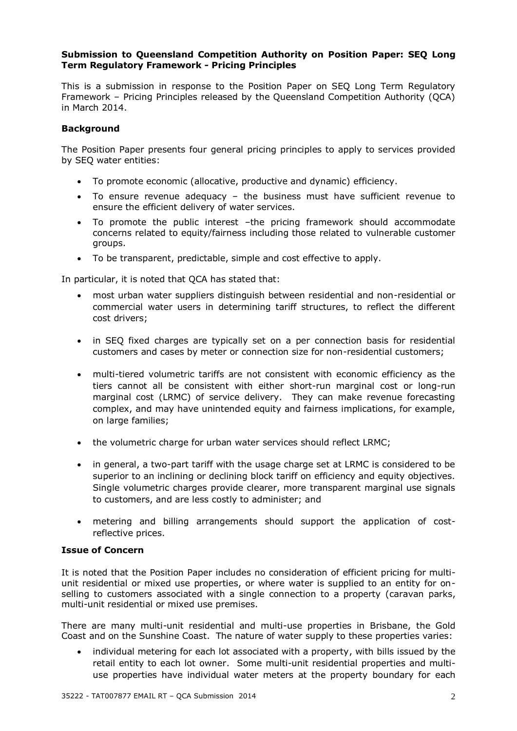**Submission to Queensland Competition Authority on Position Paper: SEQ Long Term Regulatory Framework - Pricing Principles**

This is a submission in response to the Position Paper on SEQ Long Term Regulatory Framework – Pricing Principles released by the Queensland Competition Authority (QCA) in March 2014.

**Background**

The Position Paper presents four general pricing principles to apply to services provided by SEQ water entities:

- To promote economic (allocative, productive and dynamic) efficiency.
- To ensure revenue adequacy – the business must have sufficient revenue to ensure the efficient delivery of water services.
- To promote the public interest –the pricing framework should accommodate concerns related to equity/fairness including those related to vulnerable customer groups.
- To be transparent, predictable, simple and cost effective to apply.

In particular, it is noted that QCA has stated that:

- most urban water suppliers distinguish between residential and non-residential or commercial water users in determining tariff structures, to reflect the different cost drivers;
- in SEQ fixed charges are typically set on a per connection basis for residential customers and cases by meter or connection size for non-residential customers;
- multi-tiered volumetric tariffs are not consistent with economic efficiency as the tiers cannot all be consistent with either short-run marginal cost or long-run marginal cost (LRMC) of service delivery. They can make revenue forecasting complex, and may have unintended equity and fairness implications, for example, on large families;
- the volumetric charge for urban water services should reflect LRMC;
- in general, a two-part tariff with the usage charge set at LRMC is considered to be superior to an inclining or declining block tariff on efficiency and equity objectives. Single volumetric charges provide clearer, more transparent marginal use signals to customers, and are less costly to administer; and
- metering and billing arrangements should support the application of cost-reflective prices.

**Issue of Concern**

It is noted that the Position Paper includes no consideration of efficient pricing for multi-unit residential or mixed use properties, or where water is supplied to an entity for on-selling to customers associated with a single connection to a property (caravan parks, multi-unit residential or mixed use premises.

There are many multi-unit residential and multi-use properties in Brisbane, the Gold Coast and on the Sunshine Coast. The nature of water supply to these properties varies:

- individual metering for each lot associated with a property, with bills issued by the retail entity to each lot owner. Some multi-unit residential properties and multi-use properties have individual water meters at the property boundary for each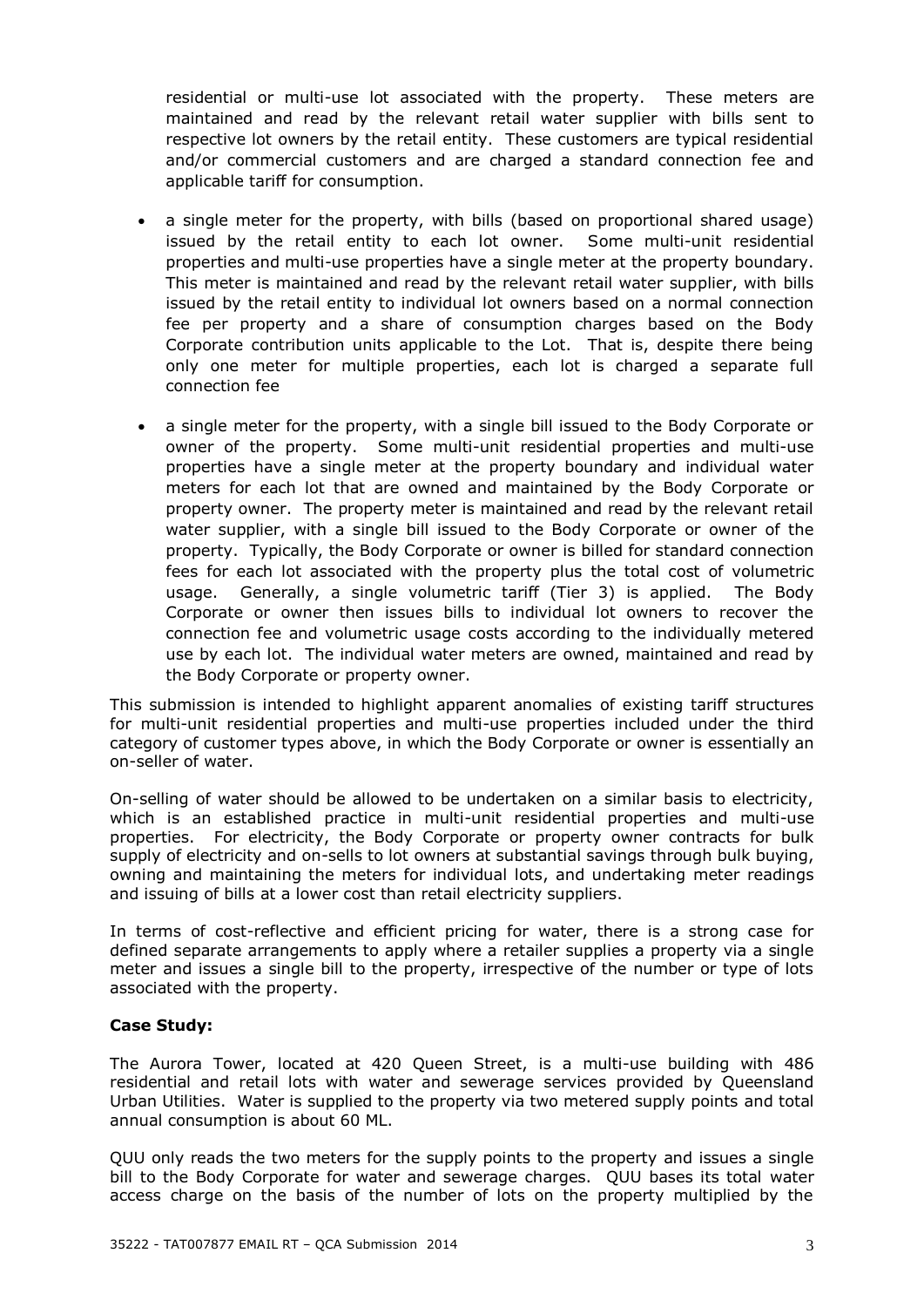residential or multi-use lot associated with the property. These meters are maintained and read by the relevant retail water supplier with bills sent to respective lot owners by the retail entity. These customers are typical residential and/or commercial customers and are charged a standard connection fee and applicable tariff for consumption.

- a single meter for the property, with bills (based on proportional shared usage) issued by the retail entity to each lot owner. Some multi-unit residential properties and multi-use properties have a single meter at the property boundary. This meter is maintained and read by the relevant retail water supplier, with bills issued by the retail entity to individual lot owners based on a normal connection fee per property and a share of consumption charges based on the Body Corporate contribution units applicable to the Lot. That is, despite there being only one meter for multiple properties, each lot is charged a separate full connection fee
- a single meter for the property, with a single bill issued to the Body Corporate or owner of the property. Some multi-unit residential properties and multi-use properties have a single meter at the property boundary and individual water meters for each lot that are owned and maintained by the Body Corporate or property owner. The property meter is maintained and read by the relevant retail water supplier, with a single bill issued to the Body Corporate or owner of the property. Typically, the Body Corporate or owner is billed for standard connection fees for each lot associated with the property plus the total cost of volumetric usage. Generally, a single volumetric tariff (Tier 3) is applied. The Body Corporate or owner then issues bills to individual lot owners to recover the connection fee and volumetric usage costs according to the individually metered use by each lot. The individual water meters are owned, maintained and read by the Body Corporate or property owner.

This submission is intended to highlight apparent anomalies of existing tariff structures for multi-unit residential properties and multi-use properties included under the third category of customer types above, in which the Body Corporate or owner is essentially an on-seller of water.

On-selling of water should be allowed to be undertaken on a similar basis to electricity, which is an established practice in multi-unit residential properties and multi-use properties. For electricity, the Body Corporate or property owner contracts for bulk supply of electricity and on-sells to lot owners at substantial savings through bulk buying, owning and maintaining the meters for individual lots, and undertaking meter readings and issuing of bills at a lower cost than retail electricity suppliers.

In terms of cost-reflective and efficient pricing for water, there is a strong case for defined separate arrangements to apply where a retailer supplies a property via a single meter and issues a single bill to the property, irrespective of the number or type of lots associated with the property.

**Case Study:**

The Aurora Tower, located at 420 Queen Street, is a multi-use building with 486 residential and retail lots with water and sewerage services provided by Queensland Urban Utilities. Water is supplied to the property via two metered supply points and total annual consumption is about 60 ML.

QUU only reads the two meters for the supply points to the property and issues a single bill to the Body Corporate for water and sewerage charges. QUU bases its total water access charge on the basis of the number of lots on the property multiplied by the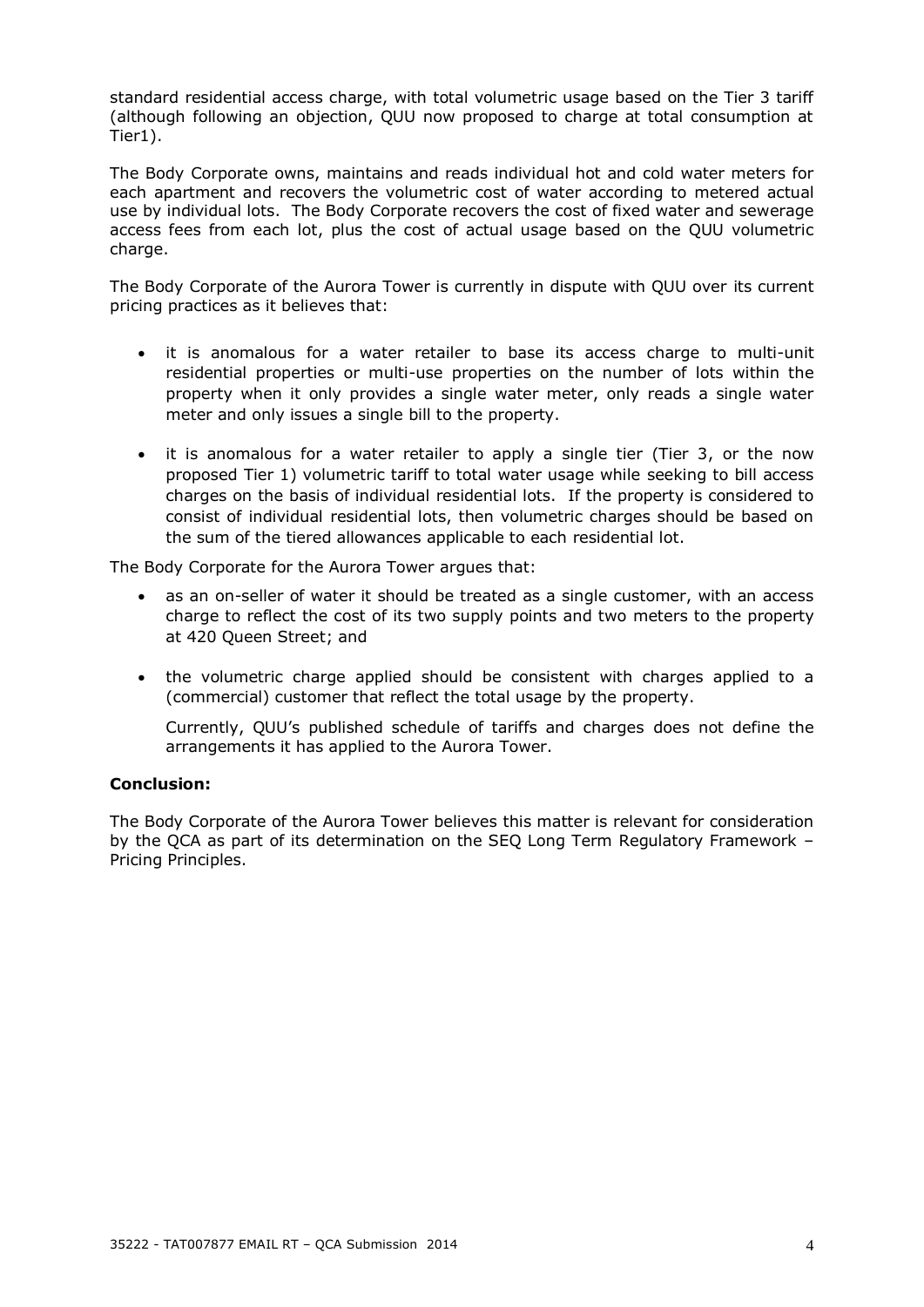standard residential access charge, with total volumetric usage based on the Tier 3 tariff (although following an objection, QUU now proposed to charge at total consumption at Tier1).

The Body Corporate owns, maintains and reads individual hot and cold water meters for each apartment and recovers the volumetric cost of water according to metered actual use by individual lots. The Body Corporate recovers the cost of fixed water and sewerage access fees from each lot, plus the cost of actual usage based on the QUU volumetric charge.

The Body Corporate of the Aurora Tower is currently in dispute with QUU over its current pricing practices as it believes that:

- it is anomalous for a water retailer to base its access charge to multi-unit residential properties or multi-use properties on the number of lots within the property when it only provides a single water meter, only reads a single water meter and only issues a single bill to the property.
- it is anomalous for a water retailer to apply a single tier (Tier 3, or the now proposed Tier 1) volumetric tariff to total water usage while seeking to bill access charges on the basis of individual residential lots. If the property is considered to consist of individual residential lots, then volumetric charges should be based on the sum of the tiered allowances applicable to each residential lot.

The Body Corporate for the Aurora Tower argues that:

- as an on-seller of water it should be treated as a single customer, with an access charge to reflect the cost of its two supply points and two meters to the property at 420 Queen Street; and
- the volumetric charge applied should be consistent with charges applied to a (commercial) customer that reflect the total usage by the property.

  Currently, QUU's published schedule of tariffs and charges does not define the arrangements it has applied to the Aurora Tower.

**Conclusion:**

The Body Corporate of the Aurora Tower believes this matter is relevant for consideration by the QCA as part of its determination on the SEQ Long Term Regulatory Framework – Pricing Principles.